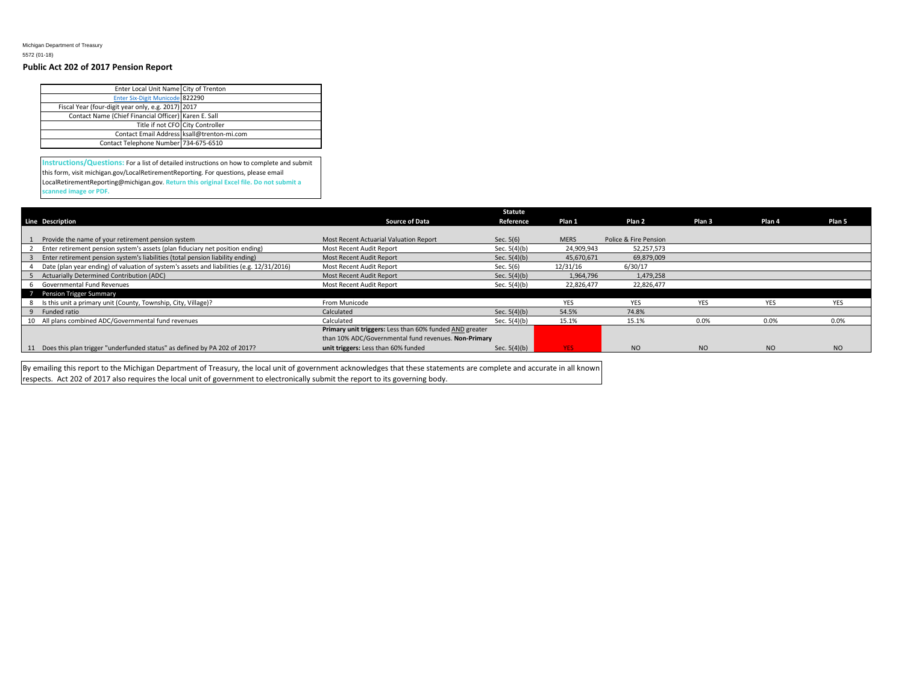Michigan Department of Treasury
5572 (01-18)

**Public Act 202 of 2017 Pension Report**

| | |
|---|---|
| Enter Local Unit Name | City of Trenton |
| Enter Six-Digit Municode | 822290 |
| Fiscal Year (four-digit year only, e.g. 2017) | 2017 |
| Contact Name (Chief Financial Officer) | Karen E. Sall |
| Title if not CFO | City Controller |
| Contact Email Address | ksall@trenton-mi.com |
| Contact Telephone Number | 734-675-6510 |

**Instructions/Questions:** For a list of detailed instructions on how to complete and submit this form, visit michigan.gov/LocalRetirementReporting. For questions, please email LocalRetirementReporting@michigan.gov. **Return this original Excel file. Do not submit a scanned image or PDF.**

| Line | Description | Source of Data | Statute Reference | Plan 1 | Plan 2 | Plan 3 | Plan 4 | Plan 5 |
|---|---|---|---|---|---|---|---|---|
| 1 | Provide the name of your retirement pension system | Most Recent Actuarial Valuation Report | Sec. 5(6) | MERS | Police & Fire Pension | | | |
| 2 | Enter retirement pension system's assets (plan fiduciary net position ending) | Most Recent Audit Report | Sec. 5(4)(b) | 24,909,943 | 52,257,573 | | | |
| 3 | Enter retirement pension system's liabilities (total pension liability ending) | Most Recent Audit Report | Sec. 5(4)(b) | 45,670,671 | 69,879,009 | | | |
| 4 | Date (plan year ending) of valuation of system's assets and liabilities (e.g. 12/31/2016) | Most Recent Audit Report | Sec. 5(6) | 12/31/16 | 6/30/17 | | | |
| 5 | Actuarially Determined Contribution (ADC) | Most Recent Audit Report | Sec. 5(4)(b) | 1,964,796 | 1,479,258 | | | |
| 6 | Governmental Fund Revenues | Most Recent Audit Report | Sec. 5(4)(b) | 22,826,477 | 22,826,477 | | | |
| 7 | Pension Trigger Summary | | | | | | | |
| 8 | Is this unit a primary unit (County, Township, City, Village)? | From Municode | | YES | YES | YES | YES | YES |
| 9 | Funded ratio | Calculated | Sec. 5(4)(b) | 54.5% | 74.8% | | | |
| 10 | All plans combined ADC/Governmental fund revenues | Calculated | Sec. 5(4)(b) | 15.1% | 15.1% | 0.0% | 0.0% | 0.0% |
| 11 | Does this plan trigger "underfunded status" as defined by PA 202 of 2017? | **Primary unit triggers:** Less than 60% funded AND greater than 10% ADC/Governmental fund revenues. **Non-Primary unit triggers:** Less than 60% funded | Sec. 5(4)(b) | YES | NO | NO | NO | NO |

By emailing this report to the Michigan Department of Treasury, the local unit of government acknowledges that these statements are complete and accurate in all known respects. Act 202 of 2017 also requires the local unit of government to electronically submit the report to its governing body.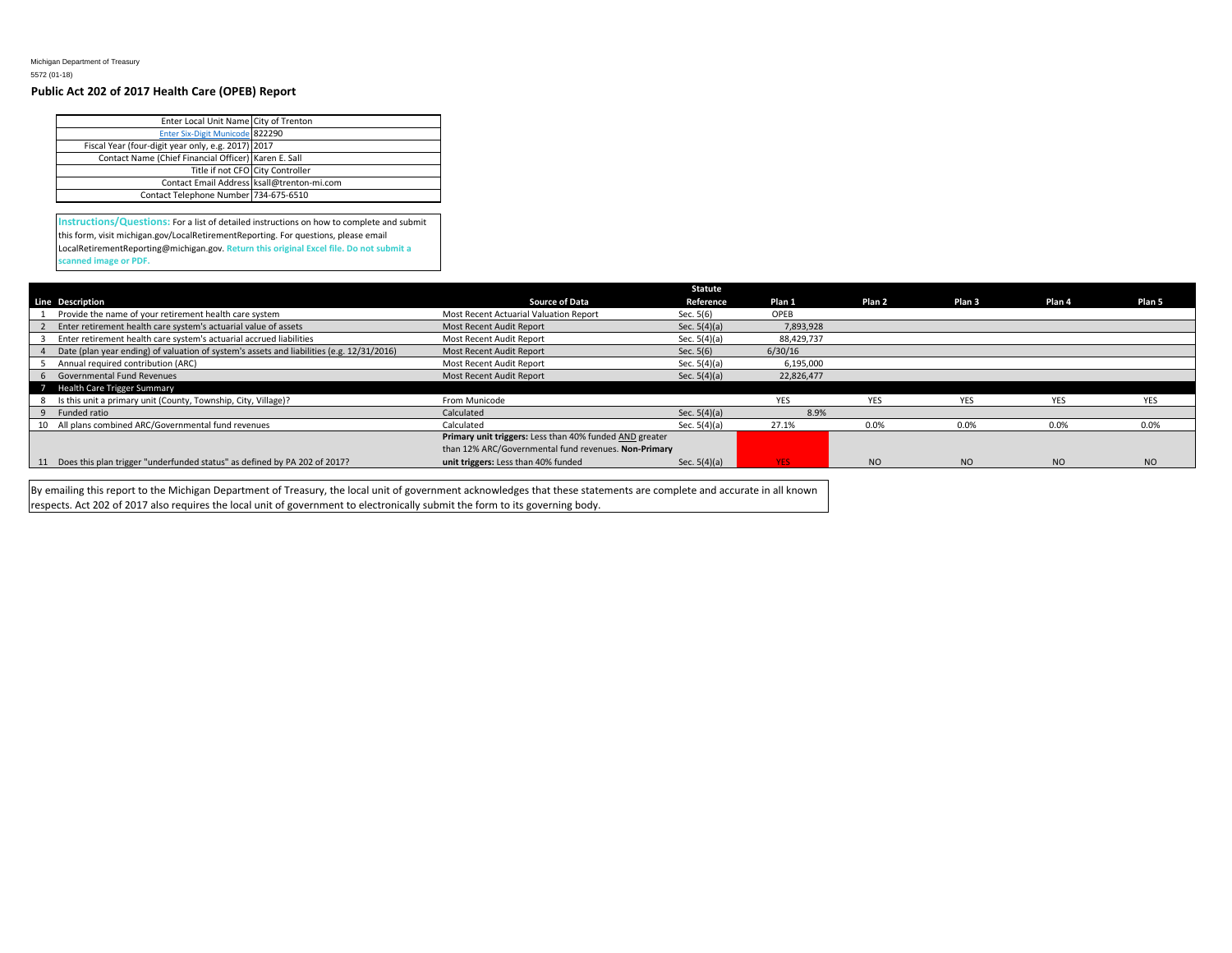Michigan Department of Treasury
5572 (01-18)

## Public Act 202 of 2017 Health Care (OPEB) Report

| | |
|---|---|
| Enter Local Unit Name | City of Trenton |
| Enter Six-Digit Municode | 822290 |
| Fiscal Year (four-digit year only, e.g. 2017) | 2017 |
| Contact Name (Chief Financial Officer) | Karen E. Sall |
| Title if not CFO | City Controller |
| Contact Email Address | ksall@trenton-mi.com |
| Contact Telephone Number | 734-675-6510 |

**Instructions/Questions:** For a list of detailed instructions on how to complete and submit this form, visit michigan.gov/LocalRetirementReporting. For questions, please email LocalRetirementReporting@michigan.gov. **Return this original Excel file. Do not submit a scanned image or PDF.**

| Line | Description | Source of Data | Statute Reference | Plan 1 | Plan 2 | Plan 3 | Plan 4 | Plan 5 |
|---|---|---|---|---|---|---|---|---|
| 1 | Provide the name of your retirement health care system | Most Recent Actuarial Valuation Report | Sec. 5(6) | OPEB | | | | |
| 2 | Enter retirement health care system's actuarial value of assets | Most Recent Audit Report | Sec. 5(4)(a) | 7,893,928 | | | | |
| 3 | Enter retirement health care system's actuarial accrued liabilities | Most Recent Audit Report | Sec. 5(4)(a) | 88,429,737 | | | | |
| 4 | Date (plan year ending) of valuation of system's assets and liabilities (e.g. 12/31/2016) | Most Recent Audit Report | Sec. 5(6) | 6/30/16 | | | | |
| 5 | Annual required contribution (ARC) | Most Recent Audit Report | Sec. 5(4)(a) | 6,195,000 | | | | |
| 6 | Governmental Fund Revenues | Most Recent Audit Report | Sec. 5(4)(a) | 22,826,477 | | | | |
| 7 | Health Care Trigger Summary | | | | | | | |
| 8 | Is this unit a primary unit (County, Township, City, Village)? | From Municode | | YES | YES | YES | YES | YES |
| 9 | Funded ratio | Calculated | Sec. 5(4)(a) | 8.9% | | | | |
| 10 | All plans combined ARC/Governmental fund revenues | Calculated | Sec. 5(4)(a) | 27.1% | 0.0% | 0.0% | 0.0% | 0.0% |
| 11 | Does this plan trigger "underfunded status" as defined by PA 202 of 2017? | **Primary unit triggers:** Less than 40% funded AND greater than 12% ARC/Governmental fund revenues. **Non-Primary unit triggers:** Less than 40% funded | Sec. 5(4)(a) | YES | NO | NO | NO | NO |

By emailing this report to the Michigan Department of Treasury, the local unit of government acknowledges that these statements are complete and accurate in all known respects. Act 202 of 2017 also requires the local unit of government to electronically submit the form to its governing body.